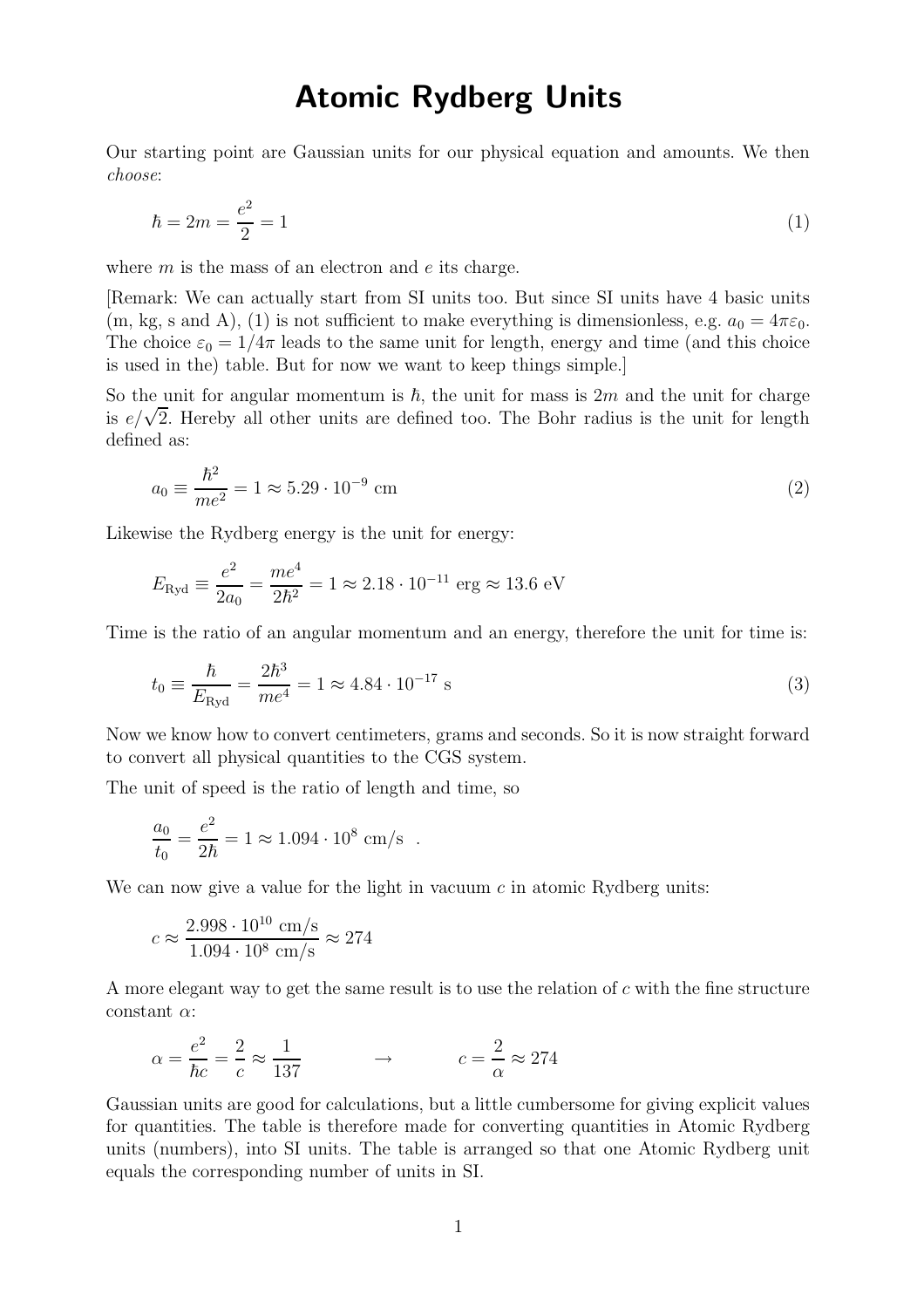# Atomic Rydberg Units

Our starting point are Gaussian units for our physical equation and amounts. We then *choose*:

$$\hbar = 2m = \frac{e^2}{2} = 1 \tag{1}$$

where $m$ is the mass of an electron and $e$ its charge.

[Remark: We can actually start from SI units too. But since SI units have 4 basic units (m, kg, s and A), (1) is not sufficient to make everything is dimensionless, e.g. $a_0 = 4\pi\varepsilon_0$. The choice $\varepsilon_0 = 1/4\pi$ leads to the same unit for length, energy and time (and this choice is used in the) table. But for now we want to keep things simple.]

So the unit for angular momentum is $\hbar$, the unit for mass is $2m$ and the unit for charge is $e/\sqrt{2}$. Hereby all other units are defined too. The Bohr radius is the unit for length defined as:

$$a_0 \equiv \frac{\hbar^2}{me^2} = 1 \approx 5.29 \cdot 10^{-9} \text{ cm} \tag{2}$$

Likewise the Rydberg energy is the unit for energy:

$$E_{\text{Ryd}} \equiv \frac{e^2}{2a_0} = \frac{me^4}{2\hbar^2} = 1 \approx 2.18 \cdot 10^{-11} \text{ erg} \approx 13.6 \text{ eV}$$

Time is the ratio of an angular momentum and an energy, therefore the unit for time is:

$$t_0 \equiv \frac{\hbar}{E_{\text{Ryd}}} = \frac{2\hbar^3}{me^4} = 1 \approx 4.84 \cdot 10^{-17} \text{ s} \tag{3}$$

Now we know how to convert centimeters, grams and seconds. So it is now straight forward to convert all physical quantities to the CGS system.

The unit of speed is the ratio of length and time, so

$$\frac{a_0}{t_0} = \frac{e^2}{2\hbar} = 1 \approx 1.094 \cdot 10^8 \text{ cm/s} \quad .$$

We can now give a value for the light in vacuum $c$ in atomic Rydberg units:

$$c \approx \frac{2.998 \cdot 10^{10} \text{ cm/s}}{1.094 \cdot 10^8 \text{ cm/s}} \approx 274$$

A more elegant way to get the same result is to use the relation of $c$ with the fine structure constant $\alpha$:

$$\alpha = \frac{e^2}{\hbar c} = \frac{2}{c} \approx \frac{1}{137} \qquad \rightarrow \qquad c = \frac{2}{\alpha} \approx 274$$

Gaussian units are good for calculations, but a little cumbersome for giving explicit values for quantities. The table is therefore made for converting quantities in Atomic Rydberg units (numbers), into SI units. The table is arranged so that one Atomic Rydberg unit equals the corresponding number of units in SI.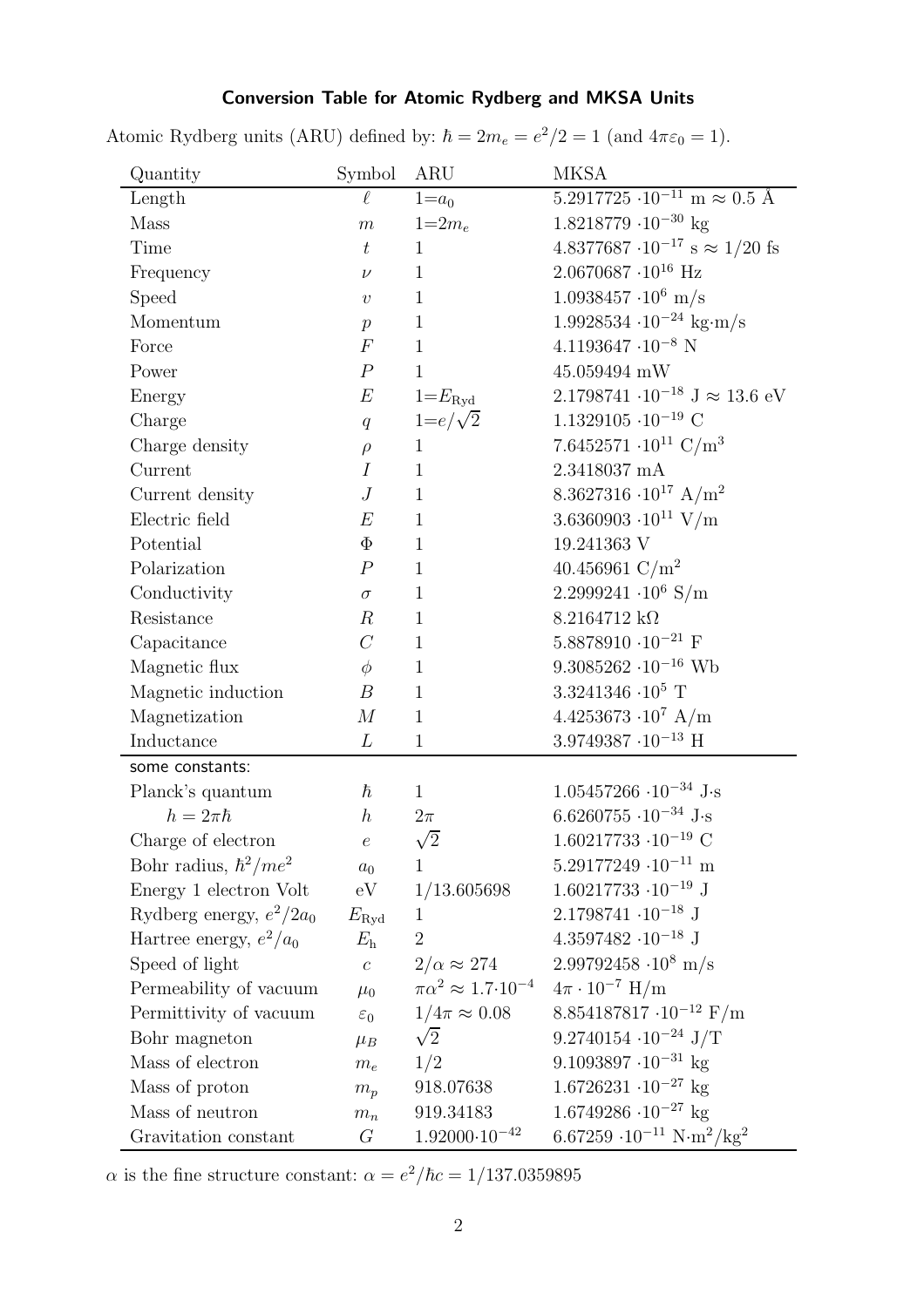## Conversion Table for Atomic Rydberg and MKSA Units

Atomic Rydberg units (ARU) defined by: $\hbar = 2m_e = e^2/2 = 1$ (and $4\pi\varepsilon_0 = 1$).

| Quantity | Symbol | ARU | MKSA |
|---|---|---|---|
| Length | $\ell$ | $1{=}a_0$ | $5.2917725 \cdot 10^{-11}$ m $\approx 0.5$ Å |
| Mass | $m$ | $1{=}2m_e$ | $1.8218779 \cdot 10^{-30}$ kg |
| Time | $t$ | 1 | $4.8377687 \cdot 10^{-17}$ s $\approx 1/20$ fs |
| Frequency | $\nu$ | 1 | $2.0670687 \cdot 10^{16}$ Hz |
| Speed | $v$ | 1 | $1.0938457 \cdot 10^{6}$ m/s |
| Momentum | $p$ | 1 | $1.9928534 \cdot 10^{-24}$ kg·m/s |
| Force | $F$ | 1 | $4.1193647 \cdot 10^{-8}$ N |
| Power | $P$ | 1 | 45.059494 mW |
| Energy | $E$ | $1{=}E_{\text{Ryd}}$ | $2.1798741 \cdot 10^{-18}$ J $\approx 13.6$ eV |
| Charge | $q$ | $1{=}e/\sqrt{2}$ | $1.1329105 \cdot 10^{-19}$ C |
| Charge density | $\rho$ | 1 | $7.6452571 \cdot 10^{11}$ C/m$^3$ |
| Current | $I$ | 1 | 2.3418037 mA |
| Current density | $J$ | 1 | $8.3627316 \cdot 10^{17}$ A/m$^2$ |
| Electric field | $E$ | 1 | $3.6360903 \cdot 10^{11}$ V/m |
| Potential | $\Phi$ | 1 | 19.241363 V |
| Polarization | $P$ | 1 | 40.456961 C/m$^2$ |
| Conductivity | $\sigma$ | 1 | $2.2999241 \cdot 10^{6}$ S/m |
| Resistance | $R$ | 1 | 8.2164712 kΩ |
| Capacitance | $C$ | 1 | $5.8878910 \cdot 10^{-21}$ F |
| Magnetic flux | $\phi$ | 1 | $9.3085262 \cdot 10^{-16}$ Wb |
| Magnetic induction | $B$ | 1 | $3.3241346 \cdot 10^{5}$ T |
| Magnetization | $M$ | 1 | $4.4253673 \cdot 10^{7}$ A/m |
| Inductance | $L$ | 1 | $3.9749387 \cdot 10^{-13}$ H |
| some constants: | | | |
| Planck's quantum | $\hbar$ | 1 | $1.05457266 \cdot 10^{-34}$ J·s |
| $h = 2\pi\hbar$ | $h$ | $2\pi$ | $6.6260755 \cdot 10^{-34}$ J·s |
| Charge of electron | $e$ | $\sqrt{2}$ | $1.60217733 \cdot 10^{-19}$ C |
| Bohr radius, $\hbar^2/me^2$ | $a_0$ | 1 | $5.29177249 \cdot 10^{-11}$ m |
| Energy 1 electron Volt | eV | 1/13.605698 | $1.60217733 \cdot 10^{-19}$ J |
| Rydberg energy, $e^2/2a_0$ | $E_{\text{Ryd}}$ | 1 | $2.1798741 \cdot 10^{-18}$ J |
| Hartree energy, $e^2/a_0$ | $E_{\text{h}}$ | 2 | $4.3597482 \cdot 10^{-18}$ J |
| Speed of light | $c$ | $2/\alpha \approx 274$ | $2.99792458 \cdot 10^{8}$ m/s |
| Permeability of vacuum | $\mu_0$ | $\pi\alpha^2 \approx 1.7 \cdot 10^{-4}$ | $4\pi \cdot 10^{-7}$ H/m |
| Permittivity of vacuum | $\varepsilon_0$ | $1/4\pi \approx 0.08$ | $8.854187817 \cdot 10^{-12}$ F/m |
| Bohr magneton | $\mu_B$ | $\sqrt{2}$ | $9.2740154 \cdot 10^{-24}$ J/T |
| Mass of electron | $m_e$ | 1/2 | $9.1093897 \cdot 10^{-31}$ kg |
| Mass of proton | $m_p$ | 918.07638 | $1.6726231 \cdot 10^{-27}$ kg |
| Mass of neutron | $m_n$ | 919.34183 | $1.6749286 \cdot 10^{-27}$ kg |
| Gravitation constant | $G$ | $1.92000 \cdot 10^{-42}$ | $6.67259 \cdot 10^{-11}$ N·m$^2$/kg$^2$ |

$\alpha$ is the fine structure constant: $\alpha = e^2/\hbar c = 1/137.0359895$